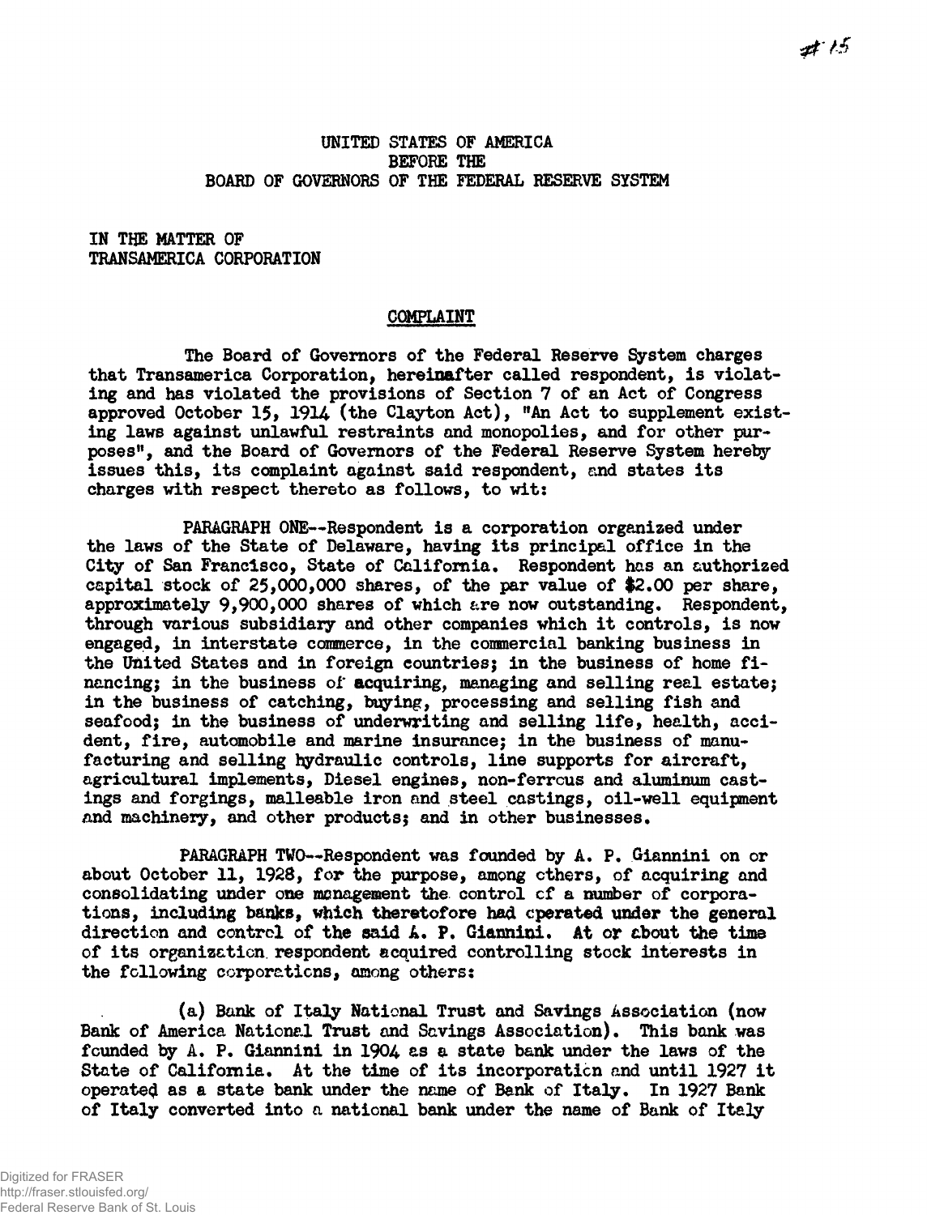UNITED STATES OF AMERICA
BEFORE THE
BOARD OF GOVERNORS OF THE FEDERAL RESERVE SYSTEM

IN THE MATTER OF
TRANSAMERICA CORPORATION

## COMPLAINT

The Board of Governors of the Federal Reserve System charges that Transamerica Corporation, hereinafter called respondent, is violating and has violated the provisions of Section 7 of an Act of Congress approved October 15, 1914 (the Clayton Act), "An Act to supplement existing laws against unlawful restraints and monopolies, and for other purposes", and the Board of Governors of the Federal Reserve System hereby issues this, its complaint against said respondent, and states its charges with respect thereto as follows, to wit:

PARAGRAPH ONE--Respondent is a corporation organized under the laws of the State of Delaware, having its principal office in the City of San Francisco, State of California. Respondent has an authorized capital stock of 25,000,000 shares, of the par value of $2.00 per share, approximately 9,900,000 shares of which are now outstanding. Respondent, through various subsidiary and other companies which it controls, is now engaged, in interstate commerce, in the commercial banking business in the United States and in foreign countries; in the business of home financing; in the business of acquiring, managing and selling real estate; in the business of catching, buying, processing and selling fish and seafood; in the business of underwriting and selling life, health, accident, fire, automobile and marine insurance; in the business of manufacturing and selling hydraulic controls, line supports for aircraft, agricultural implements, Diesel engines, non-ferrous and aluminum castings and forgings, malleable iron and steel castings, oil-well equipment and machinery, and other products; and in other businesses.

PARAGRAPH TWO--Respondent was founded by A. P. Giannini on or about October 11, 1928, for the purpose, among others, of acquiring and consolidating under one management the control of a number of corporations, including banks, which theretofore had operated under the general direction and control of the said A. P. Giannini. At or about the time of its organization respondent acquired controlling stock interests in the following corporations, among others:

(a) Bank of Italy National Trust and Savings Association (now Bank of America National Trust and Savings Association). This bank was founded by A. P. Giannini in 1904 as a state bank under the laws of the State of California. At the time of its incorporation and until 1927 it operated as a state bank under the name of Bank of Italy. In 1927 Bank of Italy converted into a national bank under the name of Bank of Italy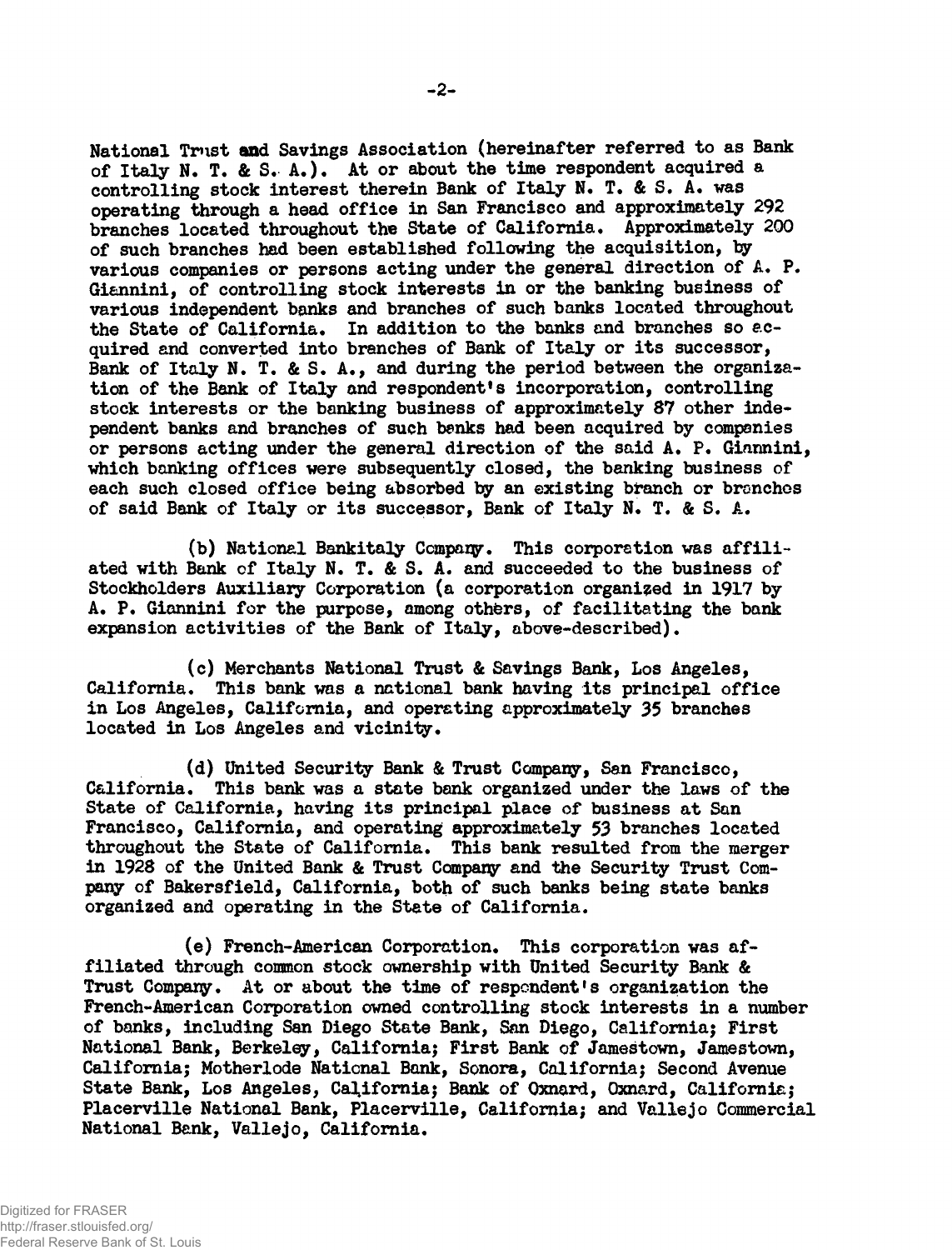National Trust and Savings Association (hereinafter referred to as Bank of Italy N. T. & S. A.). At or about the time respondent acquired a controlling stock interest therein Bank of Italy N. T. & S. A. was operating through a head office in San Francisco and approximately 292 branches located throughout the State of California. Approximately 200 of such branches had been established following the acquisition, by various companies or persons acting under the general direction of A. P. Giannini, of controlling stock interests in or the banking business of various independent banks and branches of such banks located throughout the State of California. In addition to the banks and branches so acquired and converted into branches of Bank of Italy or its successor, Bank of Italy N. T. & S. A., and during the period between the organization of the Bank of Italy and respondent's incorporation, controlling stock interests or the banking business of approximately 87 other independent banks and branches of such banks had been acquired by companies or persons acting under the general direction of the said A. P. Giannini, which banking offices were subsequently closed, the banking business of each such closed office being absorbed by an existing branch or branches of said Bank of Italy or its successor, Bank of Italy N. T. & S. A.

(b) National Bankitaly Company. This corporation was affiliated with Bank of Italy N. T. & S. A. and succeeded to the business of Stockholders Auxiliary Corporation (a corporation organized in 1917 by A. P. Giannini for the purpose, among others, of facilitating the bank expansion activities of the Bank of Italy, above-described).

(c) Merchants National Trust & Savings Bank, Los Angeles, California. This bank was a national bank having its principal office in Los Angeles, California, and operating approximately 35 branches located in Los Angeles and vicinity.

(d) United Security Bank & Trust Company, San Francisco, California. This bank was a state bank organized under the laws of the State of California, having its principal place of business at San Francisco, California, and operating approximately 53 branches located throughout the State of California. This bank resulted from the merger in 1928 of the United Bank & Trust Company and the Security Trust Company of Bakersfield, California, both of such banks being state banks organized and operating in the State of California.

(e) French-American Corporation. This corporation was affiliated through common stock ownership with United Security Bank & Trust Company. At or about the time of respondent's organization the French-American Corporation owned controlling stock interests in a number of banks, including San Diego State Bank, San Diego, California; First National Bank, Berkeley, California; First Bank of Jamestown, Jamestown, California; Motherlode National Bank, Sonora, California; Second Avenue State Bank, Los Angeles, California; Bank of Oxnard, Oxnard, California; Placerville National Bank, Placerville, California; and Vallejo Commercial National Bank, Vallejo, California.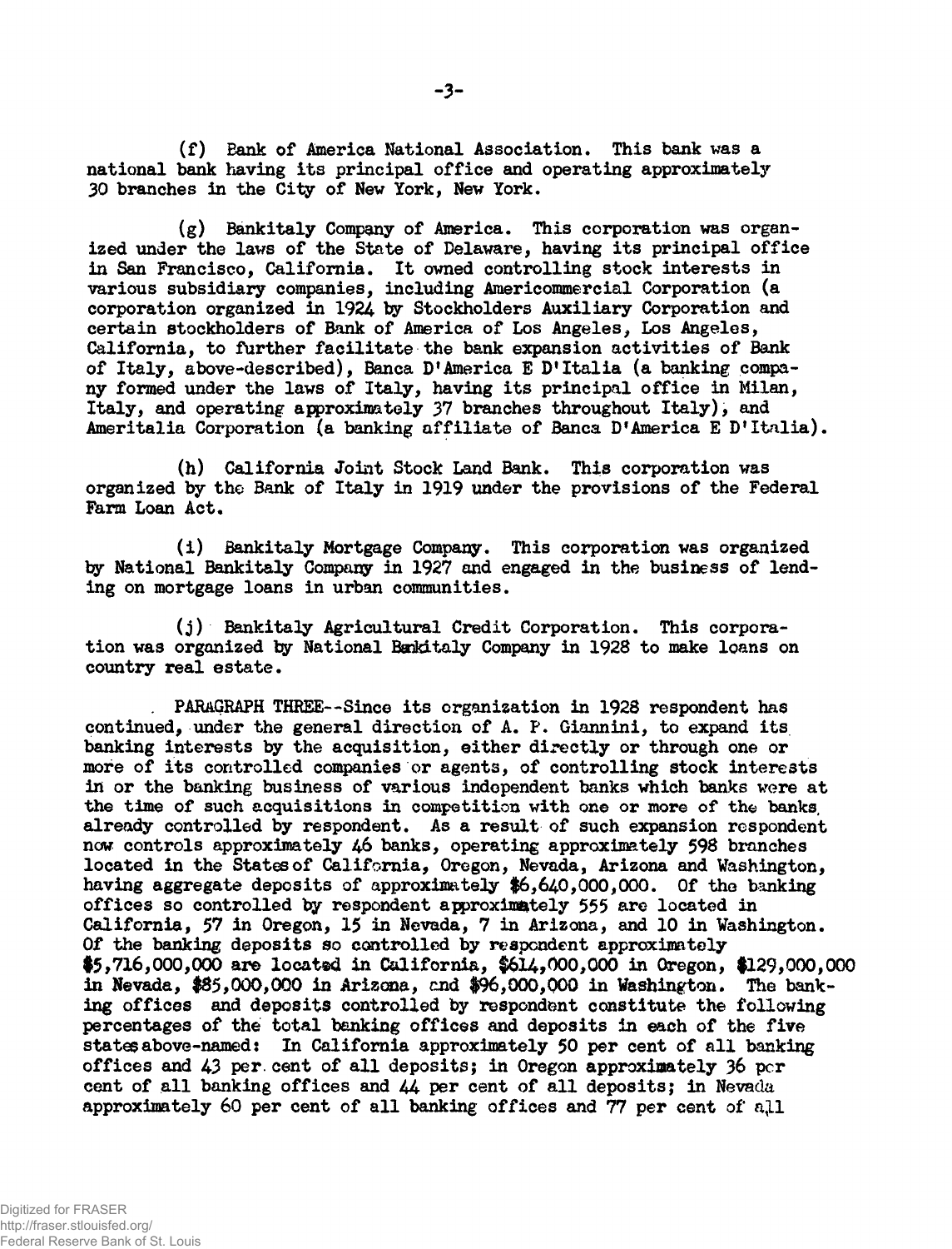(f) Bank of America National Association. This bank was a national bank having its principal office and operating approximately 30 branches in the City of New York, New York.

(g) Bankitaly Company of America. This corporation was organized under the laws of the State of Delaware, having its principal office in San Francisco, California. It owned controlling stock interests in various subsidiary companies, including Americommercial Corporation (a corporation organized in 1924 by Stockholders Auxiliary Corporation and certain stockholders of Bank of America of Los Angeles, Los Angeles, California, to further facilitate the bank expansion activities of Bank of Italy, above-described), Banca D'America E D'Italia (a banking company formed under the laws of Italy, having its principal office in Milan, Italy, and operating approximately 37 branches throughout Italy), and Ameritalia Corporation (a banking affiliate of Banca D'America E D'Italia).

(h) California Joint Stock Land Bank. This corporation was organized by the Bank of Italy in 1919 under the provisions of the Federal Farm Loan Act.

(i) Bankitaly Mortgage Company. This corporation was organized by National Bankitaly Company in 1927 and engaged in the business of lending on mortgage loans in urban communities.

(j) Bankitaly Agricultural Credit Corporation. This corporation was organized by National Bankitaly Company in 1928 to make loans on country real estate.

PARAGRAPH THREE--Since its organization in 1928 respondent has continued, under the general direction of A. P. Giannini, to expand its banking interests by the acquisition, either directly or through one or more of its controlled companies or agents, of controlling stock interests in or the banking business of various independent banks which banks were at the time of such acquisitions in competition with one or more of the banks already controlled by respondent. As a result of such expansion respondent now controls approximately 46 banks, operating approximately 598 branches located in the States of California, Oregon, Nevada, Arizona and Washington, having aggregate deposits of approximately $6,640,000,000. Of the banking offices so controlled by respondent approximately 555 are located in California, 57 in Oregon, 15 in Nevada, 7 in Arizona, and 10 in Washington. Of the banking deposits so controlled by respondent approximately $5,716,000,000 are located in California, $614,000,000 in Oregon, $129,000,000 in Nevada, $85,000,000 in Arizona, and $96,000,000 in Washington. The banking offices and deposits controlled by respondent constitute the following percentages of the total banking offices and deposits in each of the five states above-named: In California approximately 50 per cent of all banking offices and 43 per cent of all deposits; in Oregon approximately 36 per cent of all banking offices and 44 per cent of all deposits; in Nevada approximately 60 per cent of all banking offices and 77 per cent of all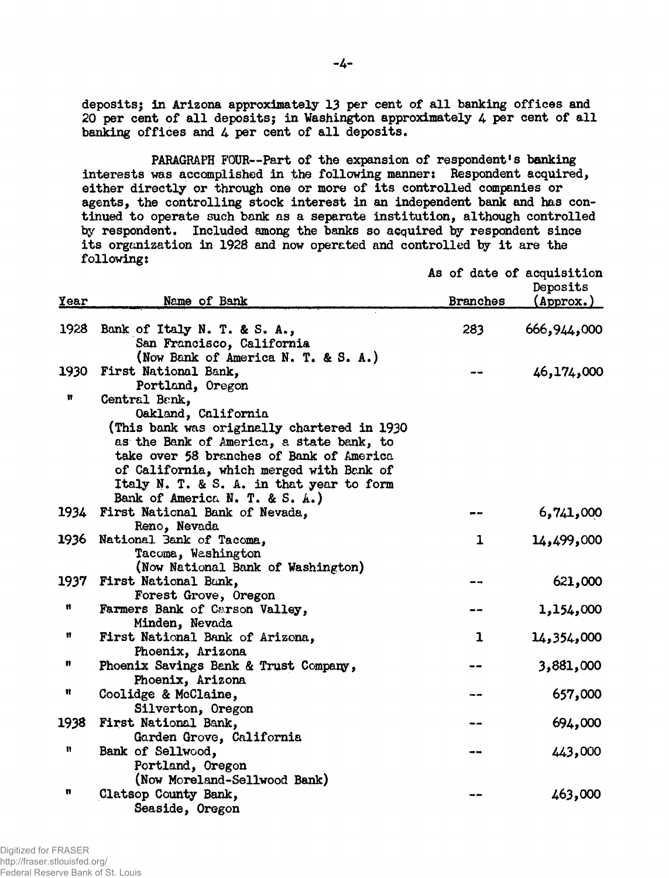deposits; in Arizona approximately 13 per cent of all banking offices and 20 per cent of all deposits; in Washington approximately 4 per cent of all banking offices and 4 per cent of all deposits.

PARAGRAPH FOUR--Part of the expansion of respondent's banking interests was accomplished in the following manner: Respondent acquired, either directly or through one or more of its controlled companies or agents, the controlling stock interest in an independent bank and has continued to operate such bank as a separate institution, although controlled by respondent. Included among the banks so acquired by respondent since its organization in 1928 and now operated and controlled by it are the following:

| Year | Name of Bank | As of date of acquisition Branches | Deposits (Approx.) |
|---|---|---|---|
| 1928 | Bank of Italy N. T. & S. A., San Francisco, California (Now Bank of America N. T. & S. A.) | 283 | 666,944,000 |
| 1930 | First National Bank, Portland, Oregon | -- | 46,174,000 |
| " | Central Bank, Oakland, California (This bank was originally chartered in 1930 as the Bank of America, a state bank, to take over 58 branches of Bank of America of California, which merged with Bank of Italy N. T. & S. A. in that year to form Bank of America N. T. & S. A.) | | |
| 1934 | First National Bank of Nevada, Reno, Nevada | -- | 6,741,000 |
| 1936 | National Bank of Tacoma, Tacoma, Washington (Now National Bank of Washington) | 1 | 14,499,000 |
| 1937 | First National Bank, Forest Grove, Oregon | -- | 621,000 |
| " | Farmers Bank of Carson Valley, Minden, Nevada | -- | 1,154,000 |
| " | First National Bank of Arizona, Phoenix, Arizona | 1 | 14,354,000 |
| " | Phoenix Savings Bank & Trust Company, Phoenix, Arizona | -- | 3,881,000 |
| " | Coolidge & McClaine, Silverton, Oregon | -- | 657,000 |
| 1938 | First National Bank, Garden Grove, California | -- | 694,000 |
| " | Bank of Sellwood, Portland, Oregon (Now Moreland-Sellwood Bank) | -- | 443,000 |
| " | Clatsop County Bank, Seaside, Oregon | -- | 463,000 |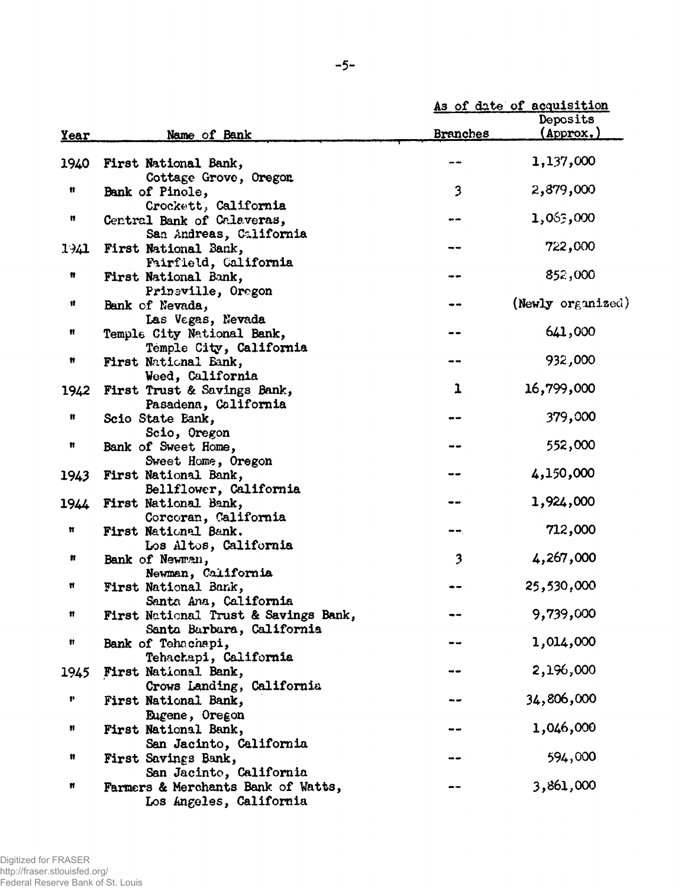| Year | Name of Bank | As of date of acquisition | |
|---|---|---|---|
| | | Branches | Deposits (Approx.) |
| 1940 | First National Bank, Cottage Grove, Oregon | -- | 1,137,000 |
| " | Bank of Pinole, Crockett, California | 3 | 2,879,000 |
| " | Central Bank of Calaveras, San Andreas, California | -- | 1,063,000 |
| 1941 | First National Bank, Fairfield, California | -- | 722,000 |
| " | First National Bank, Prineville, Oregon | -- | 852,000 |
| " | Bank of Nevada, Las Vegas, Nevada | -- | (Newly organized) |
| " | Temple City National Bank, Temple City, California | -- | 641,000 |
| " | First National Bank, Weed, California | -- | 932,000 |
| 1942 | First Trust & Savings Bank, Pasadena, California | 1 | 16,799,000 |
| " | Scio State Bank, Scio, Oregon | -- | 379,000 |
| " | Bank of Sweet Home, Sweet Home, Oregon | -- | 552,000 |
| 1943 | First National Bank, Bellflower, California | -- | 4,150,000 |
| 1944 | First National Bank, Corcoran, California | -- | 1,924,000 |
| " | First National Bank. Los Altos, California | -- | 712,000 |
| " | Bank of Newman, Newman, California | 3 | 4,267,000 |
| " | First National Bank, Santa Ana, California | -- | 25,530,000 |
| " | First National Trust & Savings Bank, Santa Barbara, California | -- | 9,739,000 |
| " | Bank of Tehachapi, Tehachapi, California | -- | 1,014,000 |
| 1945 | First National Bank, Crows Landing, California | -- | 2,196,000 |
| " | First National Bank, Eugene, Oregon | -- | 34,806,000 |
| " | First National Bank, San Jacinto, California | -- | 1,046,000 |
| " | First Savings Bank, San Jacinto, California | -- | 594,000 |
| " | Farmers & Merchants Bank of Watts, Los Angeles, California | -- | 3,861,000 |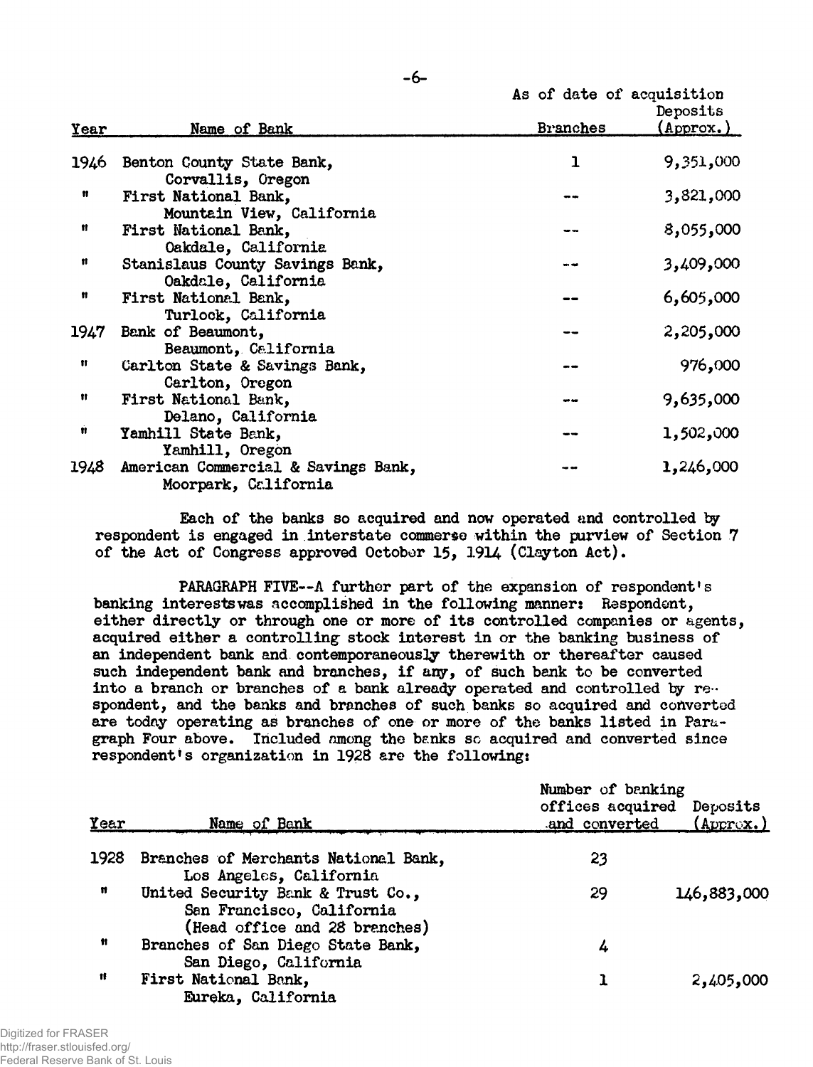| Year | Name of Bank | As of date of acquisition Branches | Deposits (Approx.) |
|---|---|---|---|
| 1946 | Benton County State Bank, Corvallis, Oregon | 1 | 9,351,000 |
| " | First National Bank, Mountain View, California | -- | 3,821,000 |
| " | First National Bank, Oakdale, California | -- | 8,055,000 |
| " | Stanislaus County Savings Bank, Oakdale, California | -- | 3,409,000 |
| " | First National Bank, Turlock, California | -- | 6,605,000 |
| 1947 | Bank of Beaumont, Beaumont, California | -- | 2,205,000 |
| " | Carlton State & Savings Bank, Carlton, Oregon | -- | 976,000 |
| " | First National Bank, Delano, California | -- | 9,635,000 |
| " | Yamhill State Bank, Yamhill, Oregon | -- | 1,502,000 |
| 1948 | American Commercial & Savings Bank, Moorpark, California | -- | 1,246,000 |

Each of the banks so acquired and now operated and controlled by respondent is engaged in interstate commerse within the purview of Section 7 of the Act of Congress approved October 15, 1914 (Clayton Act).

PARAGRAPH FIVE--A further part of the expansion of respondent's banking interestswas accomplished in the following manner: Respondent, either directly or through one or more of its controlled companies or agents, acquired either a controlling stock interest in or the banking business of an independent bank and contemporaneously therewith or thereafter caused such independent bank and branches, if any, of such bank to be converted into a branch or branches of a bank already operated and controlled by respondent, and the banks and branches of such banks so acquired and converted are today operating as branches of one or more of the banks listed in Paragraph Four above. Included among the banks so acquired and converted since respondent's organization in 1928 are the following:

| Year | Name of Bank | Number of banking offices acquired and converted | Deposits (Approx.) |
|---|---|---|---|
| 1928 | Branches of Merchants National Bank, Los Angeles, California | 23 | |
| " | United Security Bank & Trust Co., San Francisco, California (Head office and 28 branches) | 29 | 146,883,000 |
| " | Branches of San Diego State Bank, San Diego, California | 4 | |
| " | First National Bank, Eureka, California | 1 | 2,405,000 |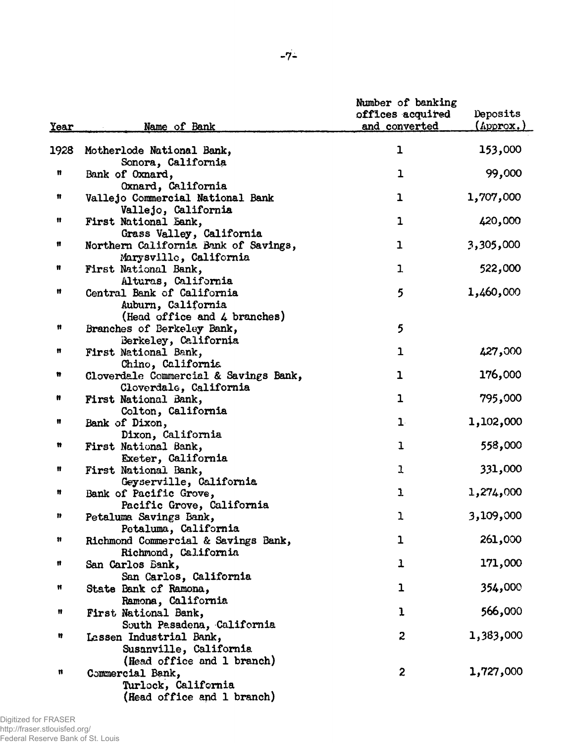| Year | Name of Bank | Number of banking offices acquired and converted | Deposits (Approx.) |
|---|---|---|---|
| 1928 | Motherlode National Bank, Sonora, California | 1 | 153,000 |
| " | Bank of Oxnard, Oxnard, California | 1 | 99,000 |
| " | Vallejo Commercial National Bank Vallejo, California | 1 | 1,707,000 |
| " | First National Bank, Grass Valley, California | 1 | 420,000 |
| " | Northern California Bank of Savings, Marysville, California | 1 | 3,305,000 |
| " | First National Bank, Alturas, California | 1 | 522,000 |
| " | Central Bank of California Auburn, California (Head office and 4 branches) | 5 | 1,460,000 |
| " | Branches of Berkeley Bank, Berkeley, California | 5 | |
| " | First National Bank, Chino, California | 1 | 427,000 |
| " | Cloverdale Commercial & Savings Bank, Cloverdale, California | 1 | 176,000 |
| " | First National Bank, Colton, California | 1 | 795,000 |
| " | Bank of Dixon, Dixon, California | 1 | 1,102,000 |
| " | First National Bank, Exeter, California | 1 | 558,000 |
| " | First National Bank, Geyserville, California | 1 | 331,000 |
| " | Bank of Pacific Grove, Pacific Grove, California | 1 | 1,274,000 |
| " | Petaluma Savings Bank, Petaluma, California | 1 | 3,109,000 |
| " | Richmond Commercial & Savings Bank, Richmond, California | 1 | 261,000 |
| " | San Carlos Bank, San Carlos, California | 1 | 171,000 |
| " | State Bank of Ramona, Ramona, California | 1 | 354,000 |
| " | First National Bank, South Pasadena, California | 1 | 566,000 |
| " | Lassen Industrial Bank, Susanville, California (Head office and 1 branch) | 2 | 1,383,000 |
| " | Commercial Bank, Turlock, California (Head office and 1 branch) | 2 | 1,727,000 |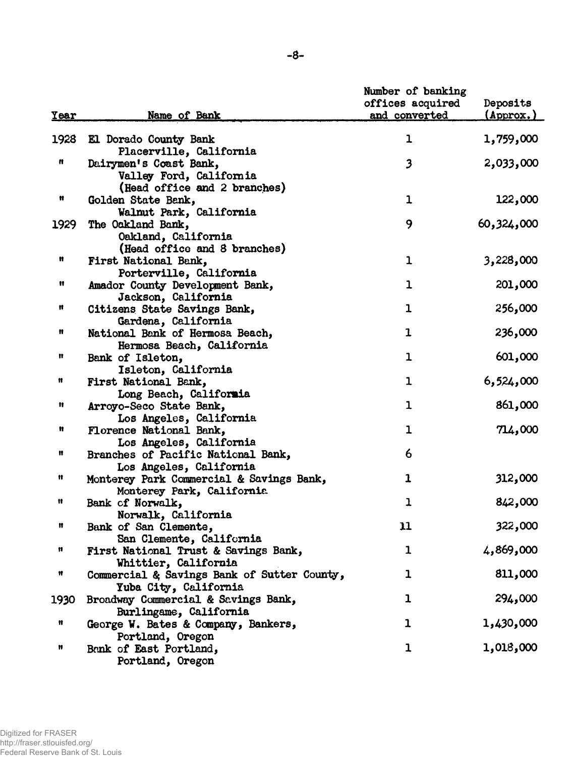| Year | Name of Bank | Number of banking offices acquired and converted | Deposits (Approx.) |
|---|---|---|---|
| 1928 | El Dorado County Bank<br>Placerville, California | 1 | 1,759,000 |
| " | Dairymen's Coast Bank,<br>Valley Ford, California<br>(Head office and 2 branches) | 3 | 2,033,000 |
| " | Golden State Bank,<br>Walnut Park, California | 1 | 122,000 |
| 1929 | The Oakland Bank,<br>Oakland, California<br>(Head office and 8 branches) | 9 | 60,324,000 |
| " | First National Bank,<br>Porterville, California | 1 | 3,228,000 |
| " | Amador County Development Bank,<br>Jackson, California | 1 | 201,000 |
| " | Citizens State Savings Bank,<br>Gardena, California | 1 | 256,000 |
| " | National Bank of Hermosa Beach,<br>Hermosa Beach, California | 1 | 236,000 |
| " | Bank of Isleton,<br>Isleton, California | 1 | 601,000 |
| " | First National Bank,<br>Long Beach, California | 1 | 6,524,000 |
| " | Arroyo-Seco State Bank,<br>Los Angeles, California | 1 | 861,000 |
| " | Florence National Bank,<br>Los Angeles, California | 1 | 714,000 |
| " | Branches of Pacific National Bank,<br>Los Angeles, California | 6 | |
| " | Monterey Park Commercial & Savings Bank,<br>Monterey Park, California | 1 | 312,000 |
| " | Bank of Norwalk,<br>Norwalk, California | 1 | 842,000 |
| " | Bank of San Clemente,<br>San Clemente, California | 11 | 322,000 |
| " | First National Trust & Savings Bank,<br>Whittier, California | 1 | 4,869,000 |
| " | Commercial & Savings Bank of Sutter County,<br>Yuba City, California | 1 | 811,000 |
| 1930 | Broadway Commercial & Savings Bank,<br>Burlingame, California | 1 | 294,000 |
| " | George W. Bates & Company, Bankers,<br>Portland, Oregon | 1 | 1,430,000 |
| " | Bank of East Portland,<br>Portland, Oregon | 1 | 1,018,000 |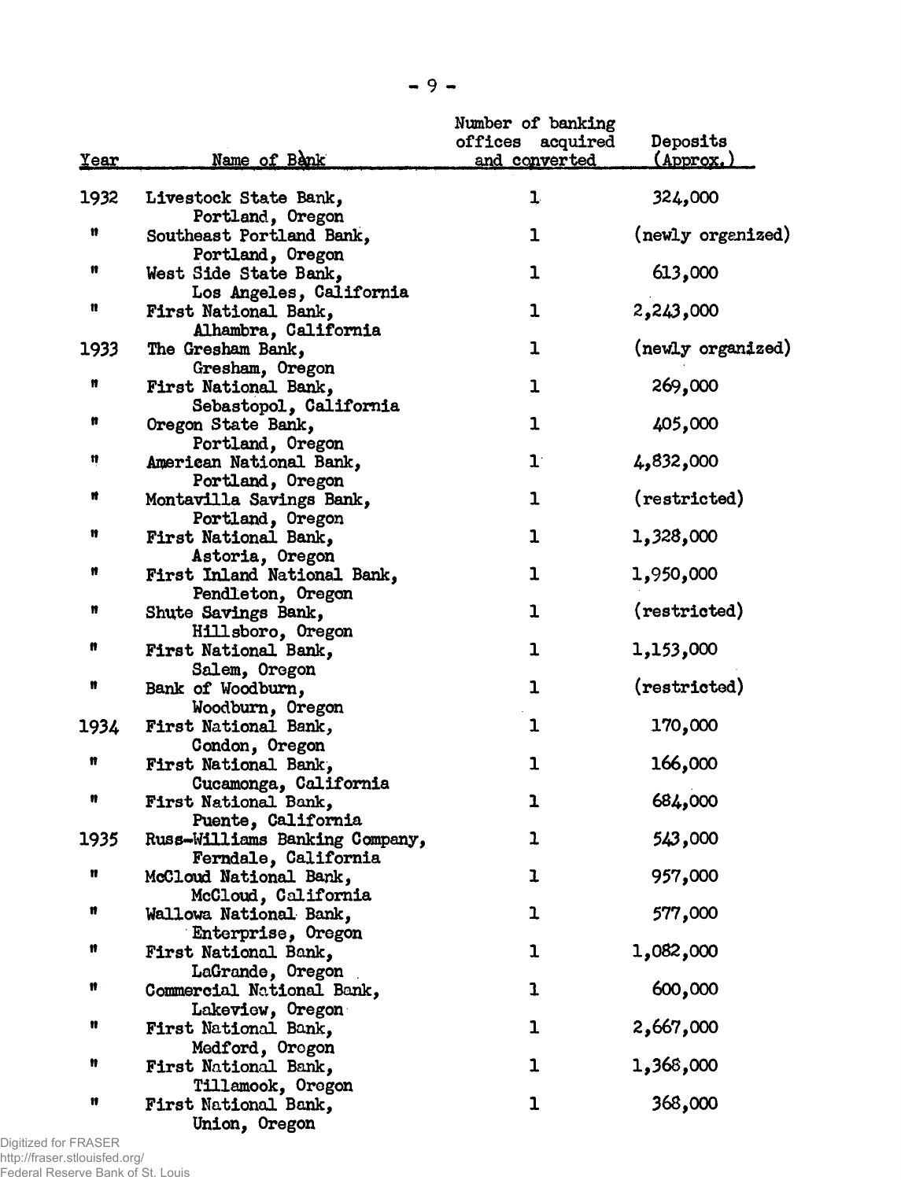| Year | Name of Bank | Number of banking offices acquired and converted | Deposits (Approx.) |
|---|---|---|---|
| 1932 | Livestock State Bank, Portland, Oregon | 1 | 324,000 |
| " | Southeast Portland Bank, Portland, Oregon | 1 | (newly organized) |
| " | West Side State Bank, Los Angeles, California | 1 | 613,000 |
| " | First National Bank, Alhambra, California | 1 | 2,243,000 |
| 1933 | The Gresham Bank, Gresham, Oregon | 1 | (newly organized) |
| " | First National Bank, Sebastopol, California | 1 | 269,000 |
| " | Oregon State Bank, Portland, Oregon | 1 | 405,000 |
| " | American National Bank, Portland, Oregon | 1 | 4,832,000 |
| " | Montavilla Savings Bank, Portland, Oregon | 1 | (restricted) |
| " | First National Bank, Astoria, Oregon | 1 | 1,328,000 |
| " | First Inland National Bank, Pendleton, Oregon | 1 | 1,950,000 |
| " | Shute Savings Bank, Hillsboro, Oregon | 1 | (restricted) |
| " | First National Bank, Salem, Oregon | 1 | 1,153,000 |
| " | Bank of Woodburn, Woodburn, Oregon | 1 | (restricted) |
| 1934 | First National Bank, Condon, Oregon | 1 | 170,000 |
| " | First National Bank, Cucamonga, California | 1 | 166,000 |
| " | First National Bank, Puente, California | 1 | 684,000 |
| 1935 | Russ-Williams Banking Company, Ferndale, California | 1 | 543,000 |
| " | McCloud National Bank, McCloud, California | 1 | 957,000 |
| " | Wallowa National Bank, Enterprise, Oregon | 1 | 577,000 |
| " | First National Bank, LaGrande, Oregon | 1 | 1,082,000 |
| " | Commercial National Bank, Lakeview, Oregon | 1 | 600,000 |
| " | First National Bank, Medford, Oregon | 1 | 2,667,000 |
| " | First National Bank, Tillamook, Oregon | 1 | 1,368,000 |
| " | First National Bank, Union, Oregon | 1 | 368,000 |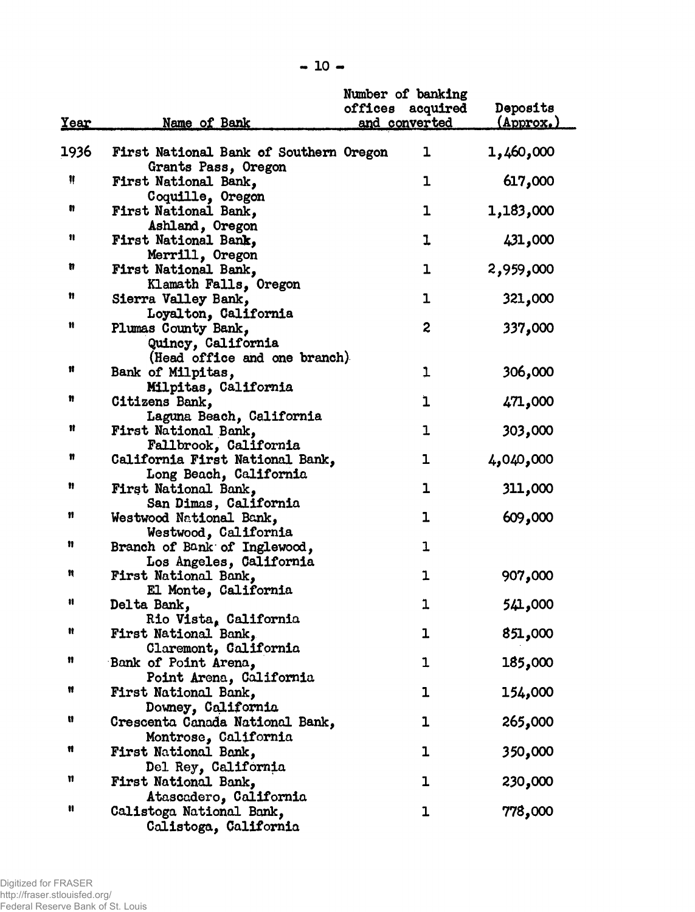| Year | Name of Bank | Number of banking offices acquired and converted | Deposits (Approx.) |
|---|---|---|---|
| 1936 | First National Bank of Southern Oregon Grants Pass, Oregon | 1 | 1,460,000 |
| " | First National Bank, Coquille, Oregon | 1 | 617,000 |
| " | First National Bank, Ashland, Oregon | 1 | 1,183,000 |
| " | First National Bank, Merrill, Oregon | 1 | 431,000 |
| " | First National Bank, Klamath Falls, Oregon | 1 | 2,959,000 |
| " | Sierra Valley Bank, Loyalton, California | 1 | 321,000 |
| " | Plumas County Bank, Quincy, California (Head office and one branch) | 2 | 337,000 |
| " | Bank of Milpitas, Milpitas, California | 1 | 306,000 |
| " | Citizens Bank, Laguna Beach, California | 1 | 471,000 |
| " | First National Bank, Fallbrook, California | 1 | 303,000 |
| " | California First National Bank, Long Beach, California | 1 | 4,040,000 |
| " | First National Bank, San Dimas, California | 1 | 311,000 |
| " | Westwood National Bank, Westwood, California | 1 | 609,000 |
| " | Branch of Bank of Inglewood, Los Angeles, California | 1 | |
| " | First National Bank, El Monte, California | 1 | 907,000 |
| " | Delta Bank, Rio Vista, California | 1 | 541,000 |
| " | First National Bank, Claremont, California | 1 | 851,000 |
| " | Bank of Point Arena, Point Arena, California | 1 | 185,000 |
| " | First National Bank, Downey, California | 1 | 154,000 |
| " | Crescenta Canada National Bank, Montrose, California | 1 | 265,000 |
| " | First National Bank, Del Rey, California | 1 | 350,000 |
| " | First National Bank, Atascadero, California | 1 | 230,000 |
| " | Calistoga National Bank, Calistoga, California | 1 | 778,000 |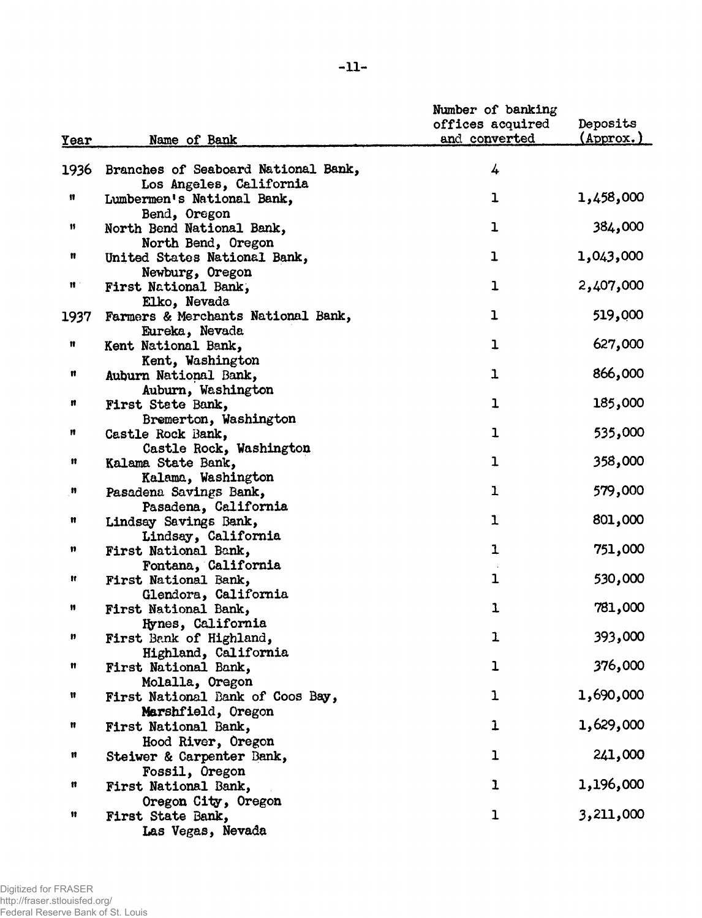| Year | Name of Bank | Number of banking offices acquired and converted | Deposits (Approx.) |
|---|---|---|---|
| 1936 | Branches of Seaboard National Bank, Los Angeles, California | 4 | |
| " | Lumbermen's National Bank, Bend, Oregon | 1 | 1,458,000 |
| " | North Bend National Bank, North Bend, Oregon | 1 | 384,000 |
| " | United States National Bank, Newburg, Oregon | 1 | 1,043,000 |
| " | First National Bank, Elko, Nevada | 1 | 2,407,000 |
| 1937 | Farmers & Merchants National Bank, Eureka, Nevada | 1 | 519,000 |
| " | Kent National Bank, Kent, Washington | 1 | 627,000 |
| " | Auburn National Bank, Auburn, Washington | 1 | 866,000 |
| " | First State Bank, Bremerton, Washington | 1 | 185,000 |
| " | Castle Rock Bank, Castle Rock, Washington | 1 | 535,000 |
| " | Kalama State Bank, Kalama, Washington | 1 | 358,000 |
| " | Pasadena Savings Bank, Pasadena, California | 1 | 579,000 |
| " | Lindsay Savings Bank, Lindsay, California | 1 | 801,000 |
| " | First National Bank, Fontana, California | 1 | 751,000 |
| " | First National Bank, Glendora, California | 1 | 530,000 |
| " | First National Bank, Hynes, California | 1 | 781,000 |
| " | First Bank of Highland, Highland, California | 1 | 393,000 |
| " | First National Bank, Molalla, Oregon | 1 | 376,000 |
| " | First National Bank of Coos Bay, Marshfield, Oregon | 1 | 1,690,000 |
| " | First National Bank, Hood River, Oregon | 1 | 1,629,000 |
| " | Steiwer & Carpenter Bank, Fossil, Oregon | 1 | 241,000 |
| " | First National Bank, Oregon City, Oregon | 1 | 1,196,000 |
| " | First State Bank, Las Vegas, Nevada | 1 | 3,211,000 |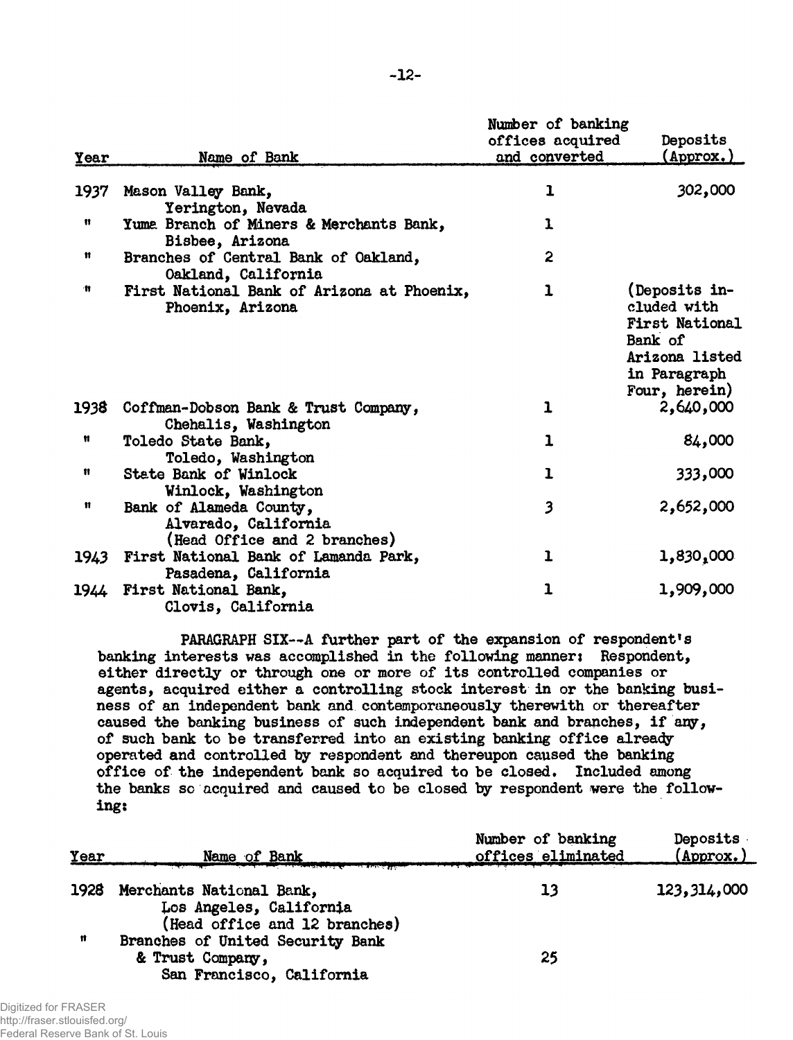| Year | Name of Bank | Number of banking offices acquired and converted | Deposits (Approx.) |
|---|---|---|---|
| 1937 | Mason Valley Bank, Yerington, Nevada | 1 | 302,000 |
| " | Yuma Branch of Miners & Merchants Bank, Bisbee, Arizona | 1 | |
| " | Branches of Central Bank of Oakland, Oakland, California | 2 | |
| " | First National Bank of Arizona at Phoenix, Phoenix, Arizona | 1 | (Deposits included with First National Bank of Arizona listed in Paragraph Four, herein) |
| 1938 | Coffman-Dobson Bank & Trust Company, Chehalis, Washington | 1 | 2,640,000 |
| " | Toledo State Bank, Toledo, Washington | 1 | 84,000 |
| " | State Bank of Winlock Winlock, Washington | 1 | 333,000 |
| " | Bank of Alameda County, Alvarado, California (Head Office and 2 branches) | 3 | 2,652,000 |
| 1943 | First National Bank of Lamanda Park, Pasadena, California | 1 | 1,830,000 |
| 1944 | First National Bank, Clovis, California | 1 | 1,909,000 |

PARAGRAPH SIX--A further part of the expansion of respondent's banking interests was accomplished in the following manner: Respondent, either directly or through one or more of its controlled companies or agents, acquired either a controlling stock interest in or the banking business of an independent bank and contemporaneously therewith or thereafter caused the banking business of such independent bank and branches, if any, of such bank to be transferred into an existing banking office already operated and controlled by respondent and thereupon caused the banking office of the independent bank so acquired to be closed. Included among the banks so acquired and caused to be closed by respondent were the following:

| Year | Name of Bank | Number of banking offices eliminated | Deposits (Approx.) |
|---|---|---|---|
| 1928 | Merchants National Bank, Los Angeles, California (Head office and 12 branches) | 13 | 123,314,000 |
| " | Branches of United Security Bank & Trust Company, San Francisco, California | 25 | |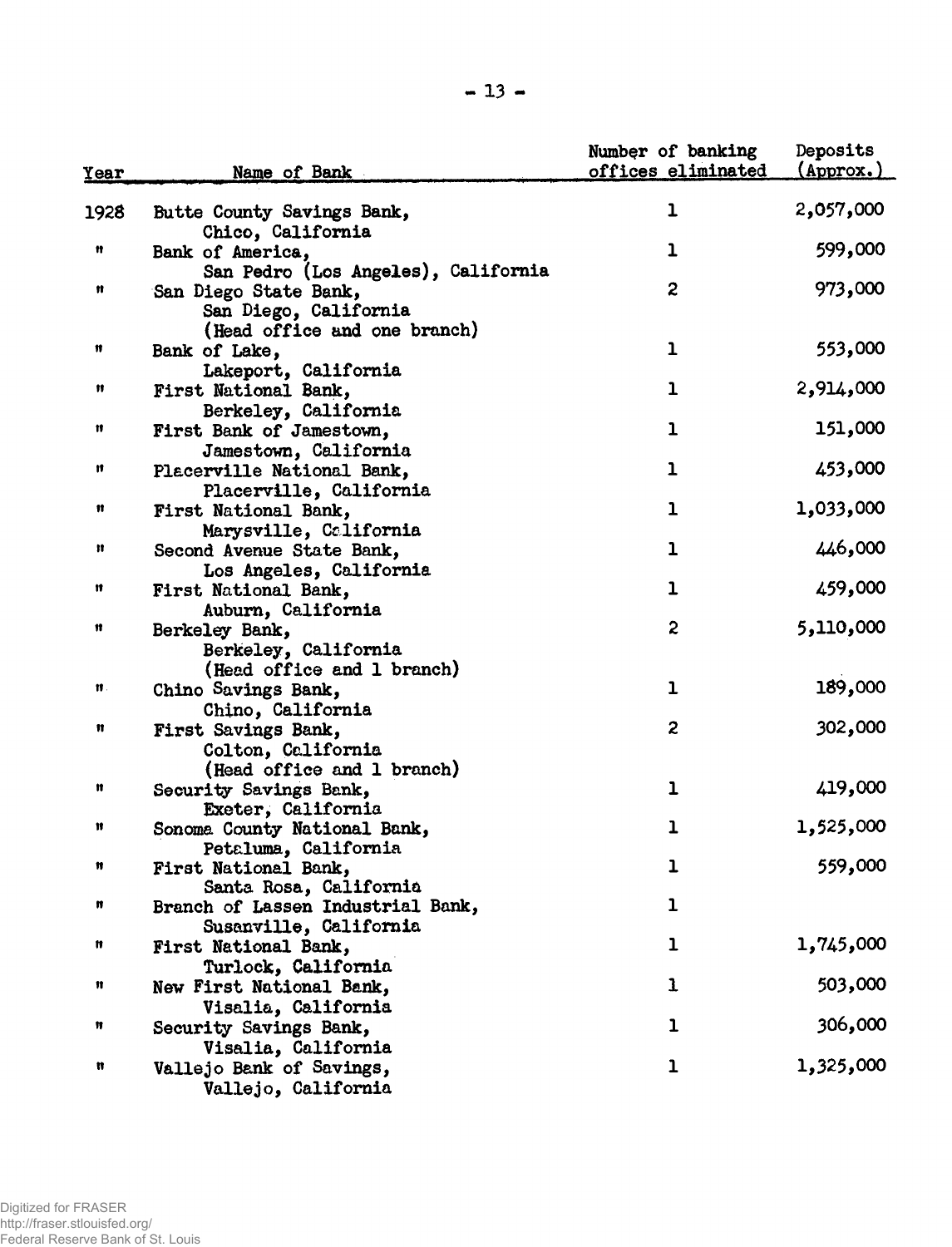| Year | Name of Bank | Number of banking offices eliminated | Deposits (Approx.) |
|---|---|---|---|
| 1928 | Butte County Savings Bank, Chico, California | 1 | 2,057,000 |
| " | Bank of America, San Pedro (Los Angeles), California | 1 | 599,000 |
| " | San Diego State Bank, San Diego, California (Head office and one branch) | 2 | 973,000 |
| " | Bank of Lake, Lakeport, California | 1 | 553,000 |
| " | First National Bank, Berkeley, California | 1 | 2,914,000 |
| " | First Bank of Jamestown, Jamestown, California | 1 | 151,000 |
| " | Placerville National Bank, Placerville, California | 1 | 453,000 |
| " | First National Bank, Marysville, California | 1 | 1,033,000 |
| " | Second Avenue State Bank, Los Angeles, California | 1 | 446,000 |
| " | First National Bank, Auburn, California | 1 | 459,000 |
| " | Berkeley Bank, Berkeley, California (Head office and 1 branch) | 2 | 5,110,000 |
| " | Chino Savings Bank, Chino, California | 1 | 189,000 |
| " | First Savings Bank, Colton, California (Head office and 1 branch) | 2 | 302,000 |
| " | Security Savings Bank, Exeter, California | 1 | 419,000 |
| " | Sonoma County National Bank, Petaluma, California | 1 | 1,525,000 |
| " | First National Bank, Santa Rosa, California | 1 | 559,000 |
| " | Branch of Lassen Industrial Bank, Susanville, California | 1 | |
| " | First National Bank, Turlock, California | 1 | 1,745,000 |
| " | New First National Bank, Visalia, California | 1 | 503,000 |
| " | Security Savings Bank, Visalia, California | 1 | 306,000 |
| " | Vallejo Bank of Savings, Vallejo, California | 1 | 1,325,000 |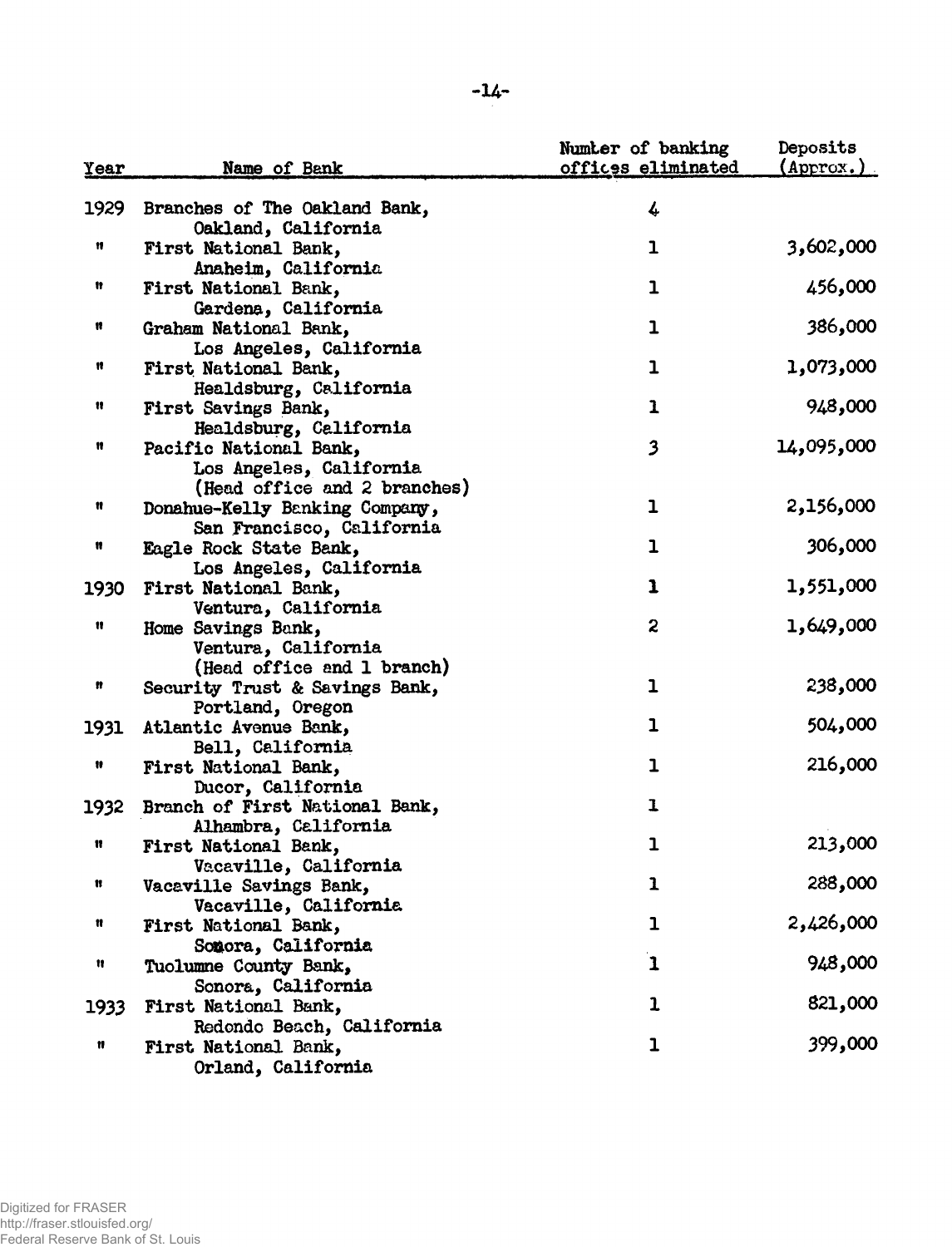| Year | Name of Bank | Number of banking offices eliminated | Deposits (Approx.) |
|---|---|---|---|
| 1929 | Branches of The Oakland Bank, Oakland, California | 4 | |
| " | First National Bank, Anaheim, California | 1 | 3,602,000 |
| " | First National Bank, Gardena, California | 1 | 456,000 |
| " | Graham National Bank, Los Angeles, California | 1 | 386,000 |
| " | First National Bank, Healdsburg, California | 1 | 1,073,000 |
| " | First Savings Bank, Healdsburg, California | 1 | 948,000 |
| " | Pacific National Bank, Los Angeles, California (Head office and 2 branches) | 3 | 14,095,000 |
| " | Donahue-Kelly Banking Company, San Francisco, California | 1 | 2,156,000 |
| " | Eagle Rock State Bank, Los Angeles, California | 1 | 306,000 |
| 1930 | First National Bank, Ventura, California | 1 | 1,551,000 |
| " | Home Savings Bank, Ventura, California (Head office and 1 branch) | 2 | 1,649,000 |
| " | Security Trust & Savings Bank, Portland, Oregon | 1 | 238,000 |
| 1931 | Atlantic Avenue Bank, Bell, California | 1 | 504,000 |
| " | First National Bank, Ducor, California | 1 | 216,000 |
| 1932 | Branch of First National Bank, Alhambra, California | 1 | |
| " | First National Bank, Vacaville, California | 1 | 213,000 |
| " | Vacaville Savings Bank, Vacaville, California | 1 | 288,000 |
| " | First National Bank, Sonora, California | 1 | 2,426,000 |
| " | Tuolumne County Bank, Sonora, California | 1 | 948,000 |
| 1933 | First National Bank, Redondo Beach, California | 1 | 821,000 |
| " | First National Bank, Orland, California | 1 | 399,000 |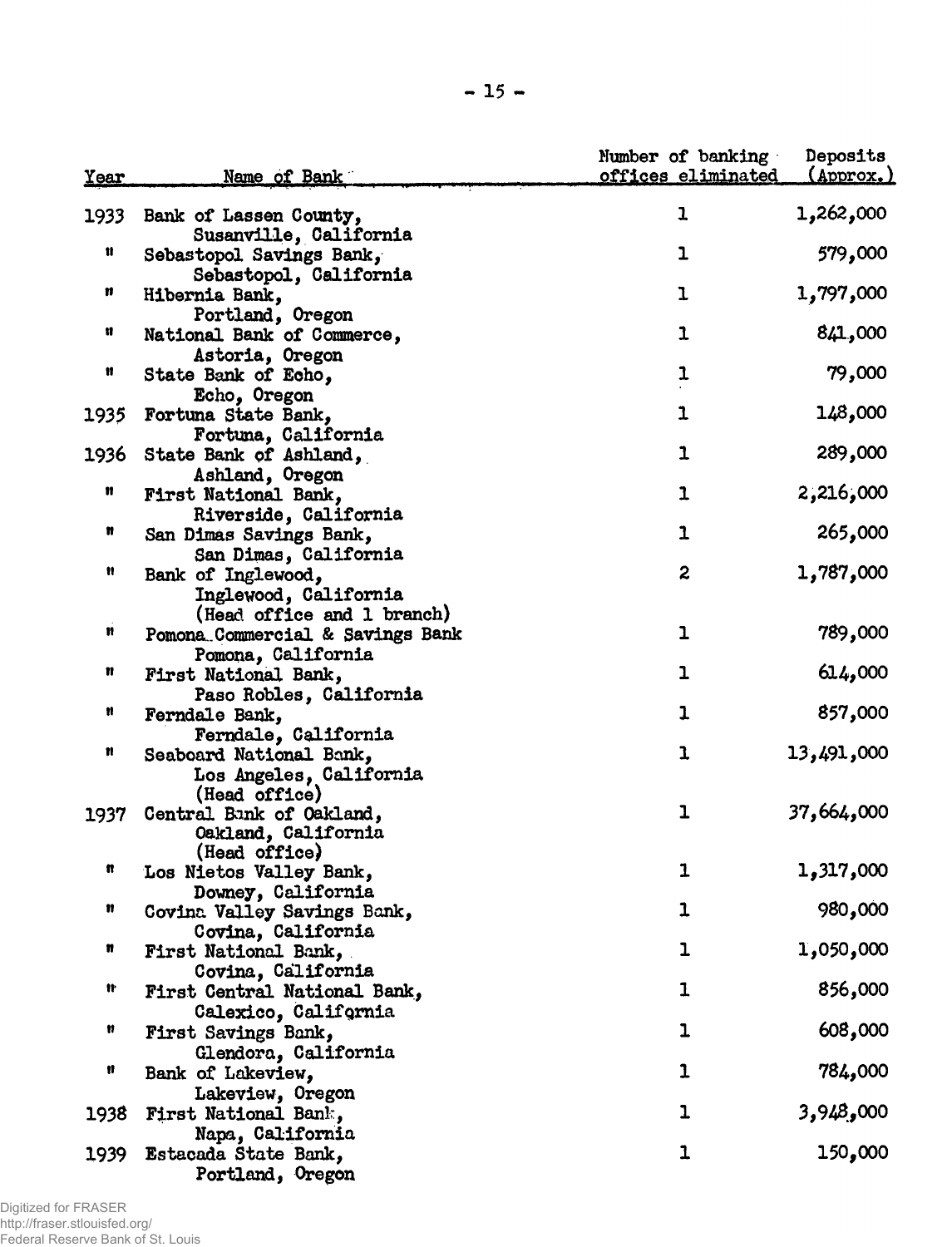| Year | Name of Bank | Number of banking offices eliminated | Deposits (Approx.) |
| --- | --- | --- | --- |
| 1933 | Bank of Lassen County, Susanville, California | 1 | 1,262,000 |
| " | Sebastopol Savings Bank, Sebastopol, California | 1 | 579,000 |
| " | Hibernia Bank, Portland, Oregon | 1 | 1,797,000 |
| " | National Bank of Commerce, Astoria, Oregon | 1 | 841,000 |
| " | State Bank of Echo, Echo, Oregon | 1 | 79,000 |
| 1935 | Fortuna State Bank, Fortuna, California | 1 | 148,000 |
| 1936 | State Bank of Ashland, Ashland, Oregon | 1 | 289,000 |
| " | First National Bank, Riverside, California | 1 | 2,216,000 |
| " | San Dimas Savings Bank, San Dimas, California | 1 | 265,000 |
| " | Bank of Inglewood, Inglewood, California (Head office and 1 branch) | 2 | 1,787,000 |
| " | Pomona Commercial & Savings Bank Pomona, California | 1 | 789,000 |
| " | First National Bank, Paso Robles, California | 1 | 614,000 |
| " | Ferndale Bank, Ferndale, California | 1 | 857,000 |
| " | Seaboard National Bank, Los Angeles, California (Head office) | 1 | 13,491,000 |
| 1937 | Central Bank of Oakland, Oakland, California (Head office) | 1 | 37,664,000 |
| " | Los Nietos Valley Bank, Downey, California | 1 | 1,317,000 |
| " | Covina Valley Savings Bank, Covina, California | 1 | 980,000 |
| " | First National Bank, Covina, California | 1 | 1,050,000 |
| " | First Central National Bank, Calexico, California | 1 | 856,000 |
| " | First Savings Bank, Glendora, California | 1 | 608,000 |
| " | Bank of Lakeview, Lakeview, Oregon | 1 | 784,000 |
| 1938 | First National Bank, Napa, California | 1 | 3,948,000 |
| 1939 | Estacada State Bank, Portland, Oregon | 1 | 150,000 |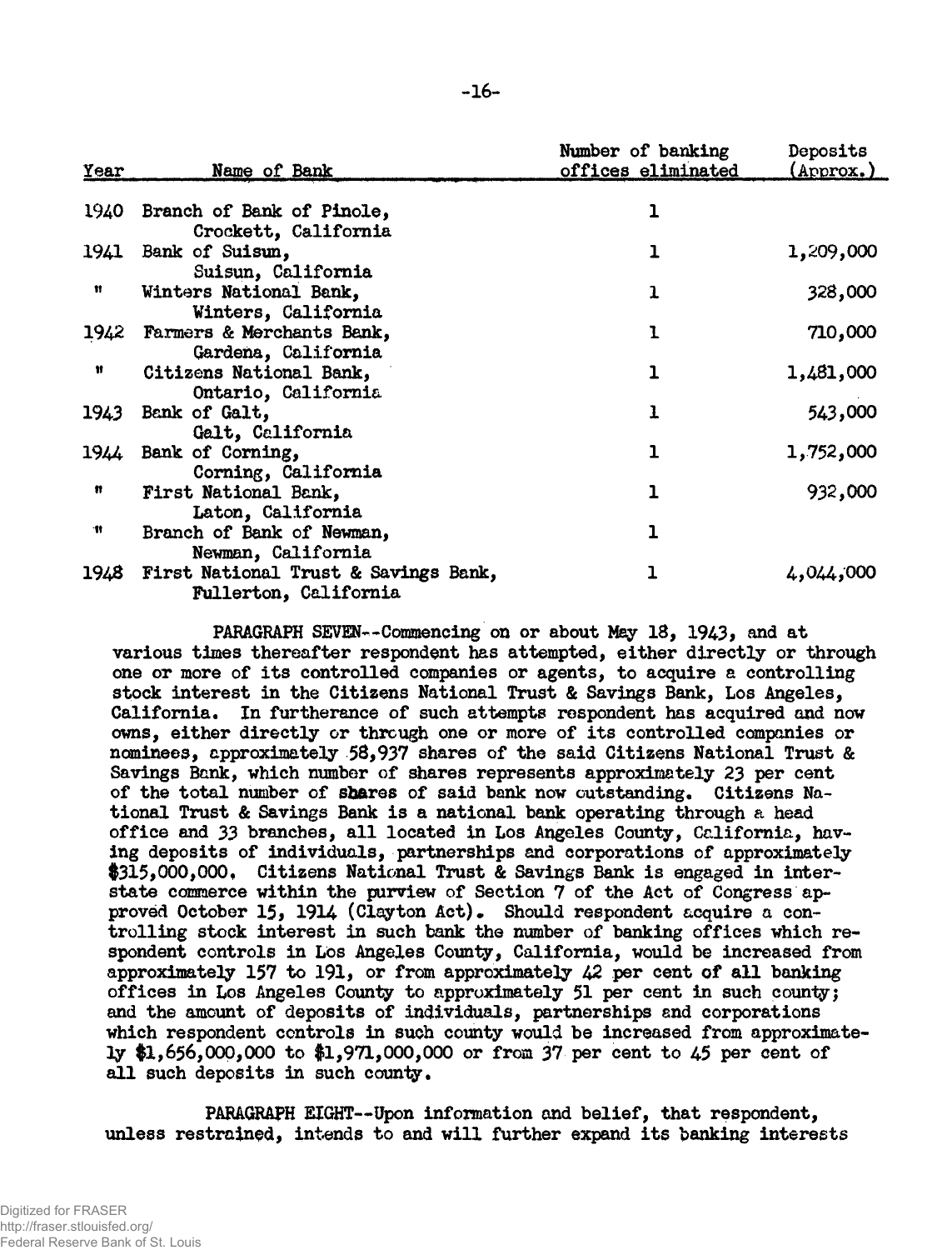| Year | Name of Bank | Number of banking offices eliminated | Deposits (Approx.) |
|---|---|---|---|
| 1940 | Branch of Bank of Pinole, Crockett, California | 1 | |
| 1941 | Bank of Suisun, Suisun, California | 1 | 1,209,000 |
| " | Winters National Bank, Winters, California | 1 | 328,000 |
| 1942 | Farmers & Merchants Bank, Gardena, California | 1 | 710,000 |
| " | Citizens National Bank, Ontario, California | 1 | 1,481,000 |
| 1943 | Bank of Galt, Galt, California | 1 | 543,000 |
| 1944 | Bank of Corning, Corning, California | 1 | 1,752,000 |
| " | First National Bank, Laton, California | 1 | 932,000 |
| " | Branch of Bank of Newman, Newman, California | 1 | |
| 1948 | First National Trust & Savings Bank, Fullerton, California | 1 | 4,044,000 |

PARAGRAPH SEVEN--Commencing on or about May 18, 1943, and at various times thereafter respondent has attempted, either directly or through one or more of its controlled companies or agents, to acquire a controlling stock interest in the Citizens National Trust & Savings Bank, Los Angeles, California. In furtherance of such attempts respondent has acquired and now owns, either directly or through one or more of its controlled companies or nominees, approximately 58,937 shares of the said Citizens National Trust & Savings Bank, which number of shares represents approximately 23 per cent of the total number of shares of said bank now outstanding. Citizens National Trust & Savings Bank is a national bank operating through a head office and 33 branches, all located in Los Angeles County, California, having deposits of individuals, partnerships and corporations of approximately $315,000,000. Citizens National Trust & Savings Bank is engaged in interstate commerce within the purview of Section 7 of the Act of Congress approved October 15, 1914 (Clayton Act). Should respondent acquire a controlling stock interest in such bank the number of banking offices which respondent controls in Los Angeles County, California, would be increased from approximately 157 to 191, or from approximately 42 per cent of all banking offices in Los Angeles County to approximately 51 per cent in such county; and the amount of deposits of individuals, partnerships and corporations which respondent controls in such county would be increased from approximately $1,656,000,000 to $1,971,000,000 or from 37 per cent to 45 per cent of all such deposits in such county.

PARAGRAPH EIGHT--Upon information and belief, that respondent, unless restrained, intends to and will further expand its banking interests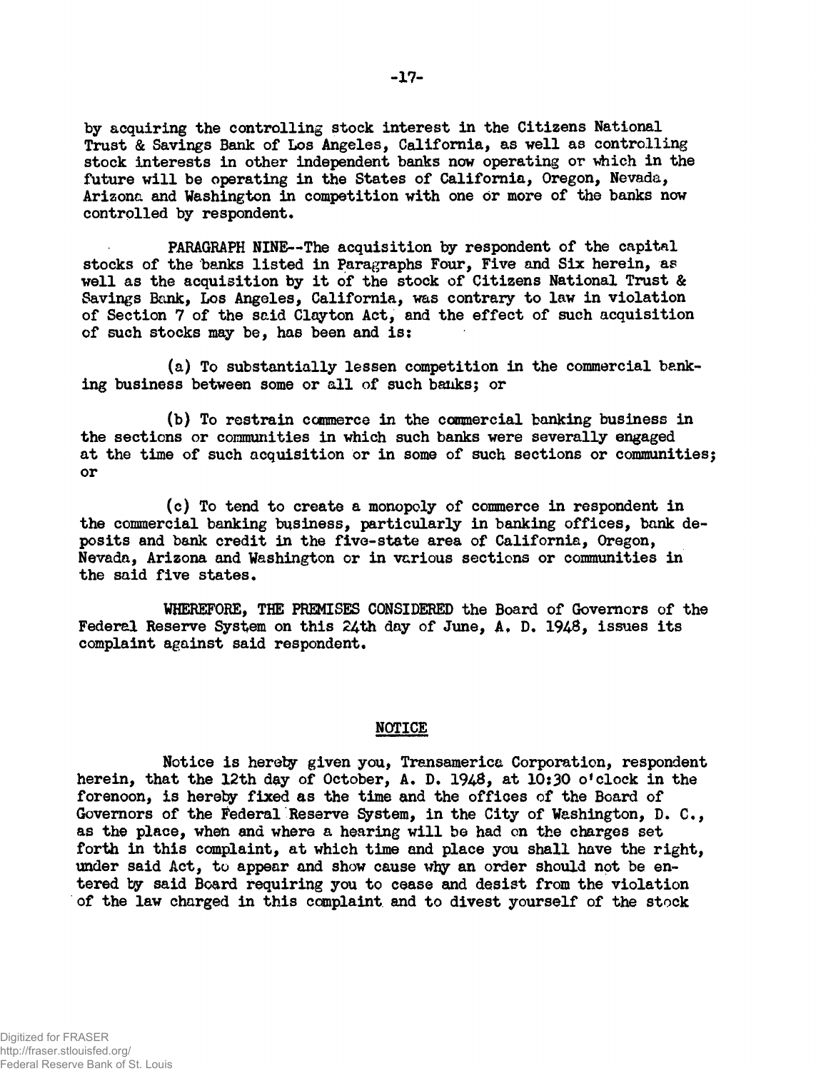by acquiring the controlling stock interest in the Citizens National Trust & Savings Bank of Los Angeles, California, as well as controlling stock interests in other independent banks now operating or which in the future will be operating in the States of California, Oregon, Nevada, Arizona and Washington in competition with one or more of the banks now controlled by respondent.

PARAGRAPH NINE--The acquisition by respondent of the capital stocks of the banks listed in Paragraphs Four, Five and Six herein, as well as the acquisition by it of the stock of Citizens National Trust & Savings Bank, Los Angeles, California, was contrary to law in violation of Section 7 of the said Clayton Act, and the effect of such acquisition of such stocks may be, has been and is:

(a) To substantially lessen competition in the commercial banking business between some or all of such banks; or

(b) To restrain commerce in the commercial banking business in the sections or communities in which such banks were severally engaged at the time of such acquisition or in some of such sections or communities; or

(c) To tend to create a monopoly of commerce in respondent in the commercial banking business, particularly in banking offices, bank deposits and bank credit in the five-state area of California, Oregon, Nevada, Arizona and Washington or in various sections or communities in the said five states.

WHEREFORE, THE PREMISES CONSIDERED the Board of Governors of the Federal Reserve System on this 24th day of June, A. D. 1948, issues its complaint against said respondent.

## NOTICE

Notice is hereby given you, Transamerica Corporation, respondent herein, that the 12th day of October, A. D. 1948, at 10:30 o'clock in the forenoon, is hereby fixed as the time and the offices of the Board of Governors of the Federal Reserve System, in the City of Washington, D. C., as the place, when and where a hearing will be had on the charges set forth in this complaint, at which time and place you shall have the right, under said Act, to appear and show cause why an order should not be entered by said Board requiring you to cease and desist from the violation of the law charged in this complaint and to divest yourself of the stock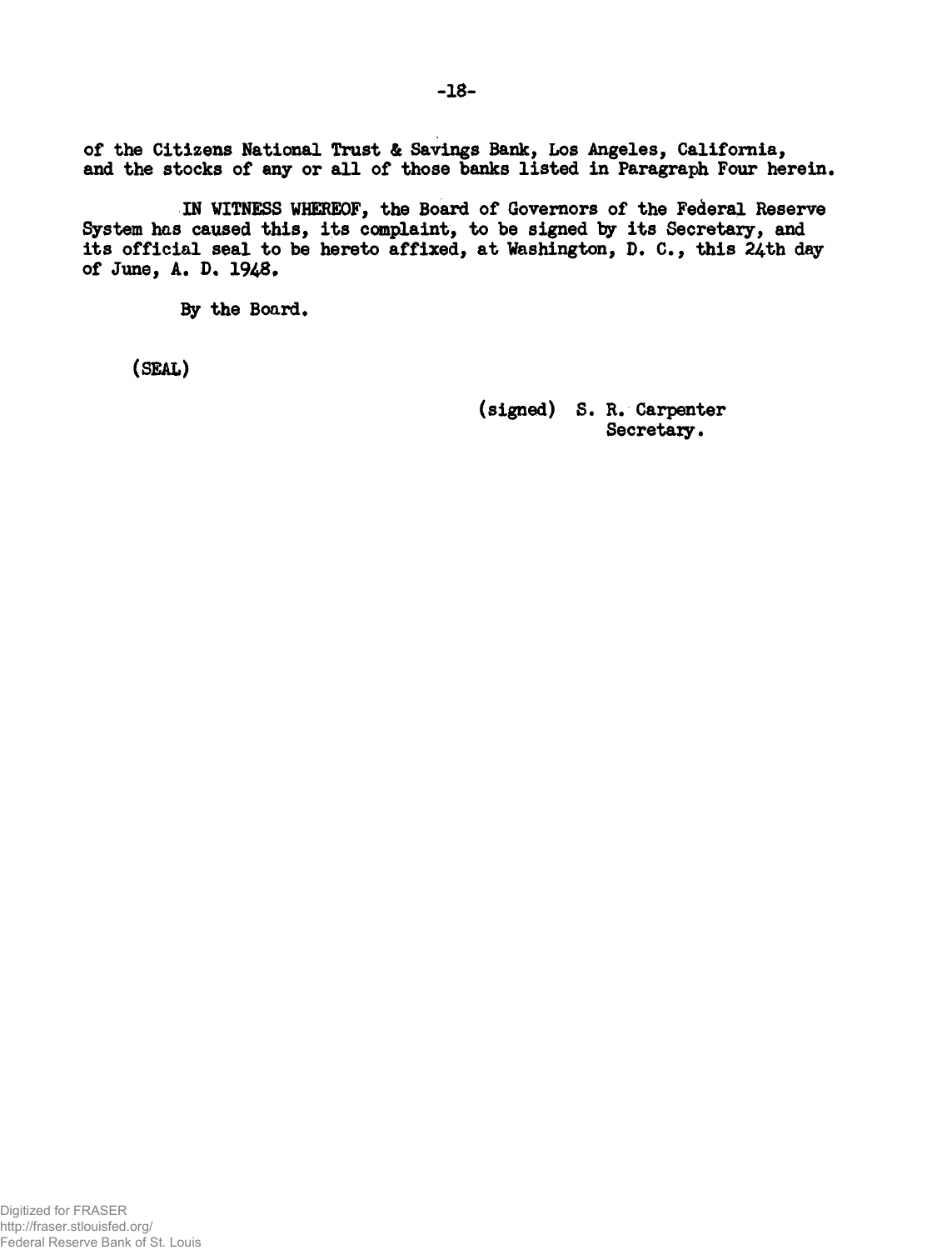of the Citizens National Trust & Savings Bank, Los Angeles, California, and the stocks of any or all of those banks listed in Paragraph Four herein.

IN WITNESS WHEREOF, the Board of Governors of the Federal Reserve System has caused this, its complaint, to be signed by its Secretary, and its official seal to be hereto affixed, at Washington, D. C., this 24th day of June, A. D. 1948.

By the Board.

(SEAL)

(signed) S. R. Carpenter
Secretary.